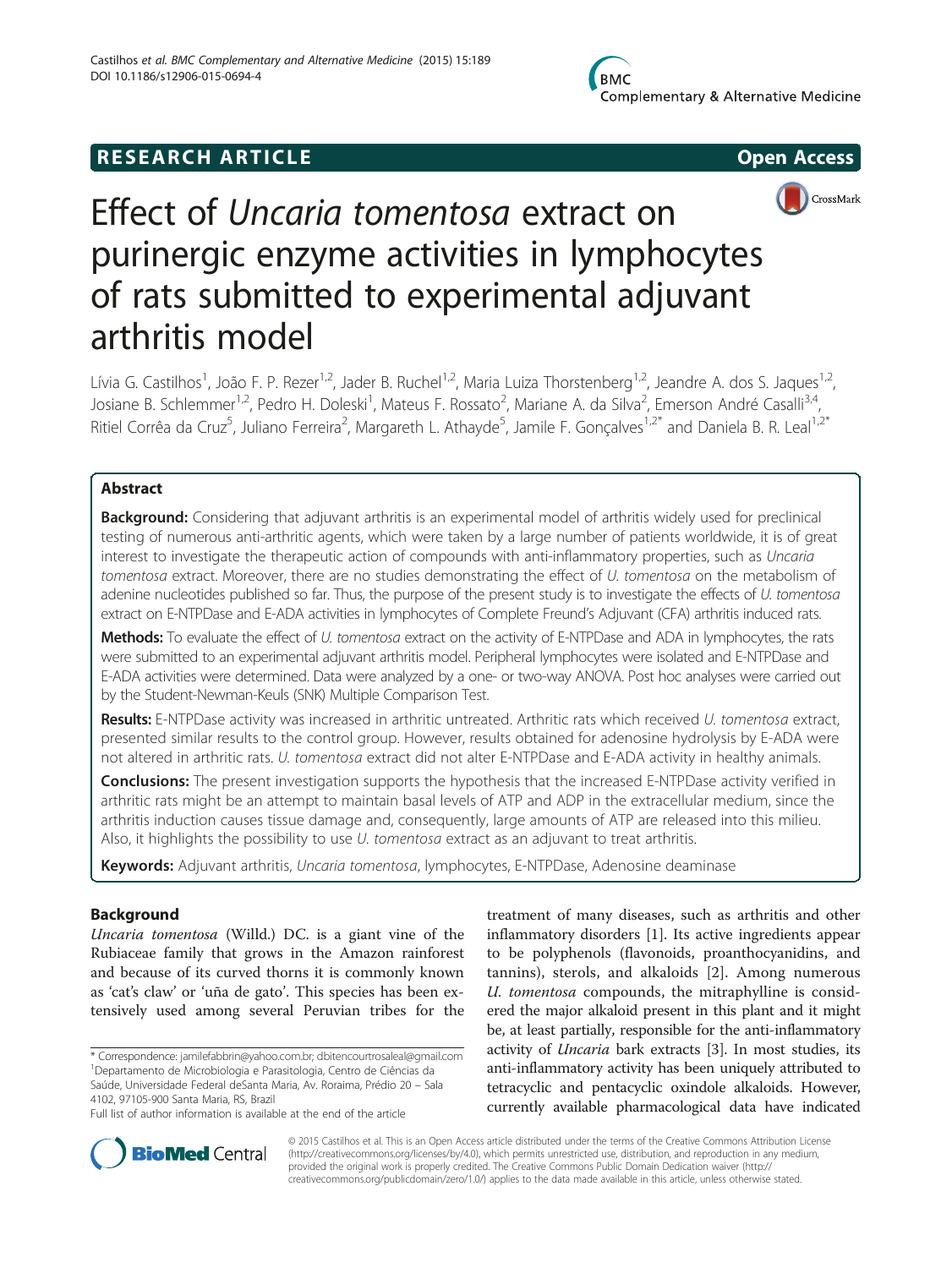**RESEARCH ARTICLE** **Open Access**

# Effect of *Uncaria tomentosa* extract on purinergic enzyme activities in lymphocytes of rats submitted to experimental adjuvant arthritis model

Lívia G. Castilhos[1], João F. P. Rezer[1,2], Jader B. Ruchel[1,2], Maria Luiza Thorstenberg[1,2], Jeandre A. dos S. Jaques[1,2], Josiane B. Schlemmer[1,2], Pedro H. Doleski[1], Mateus F. Rossato[2], Mariane A. da Silva[2], Emerson André Casalli[3,4], Ritiel Corrêa da Cruz[5], Juliano Ferreira[2], Margareth L. Athayde[5], Jamile F. Gonçalves[1,2*] and Daniela B. R. Leal[1,2*]

## Abstract

**Background:** Considering that adjuvant arthritis is an experimental model of arthritis widely used for preclinical testing of numerous anti-arthritic agents, which were taken by a large number of patients worldwide, it is of great interest to investigate the therapeutic action of compounds with anti-inflammatory properties, such as *Uncaria tomentosa* extract. Moreover, there are no studies demonstrating the effect of *U. tomentosa* on the metabolism of adenine nucleotides published so far. Thus, the purpose of the present study is to investigate the effects of *U. tomentosa* extract on E-NTPDase and E-ADA activities in lymphocytes of Complete Freund's Adjuvant (CFA) arthritis induced rats.

**Methods:** To evaluate the effect of *U. tomentosa* extract on the activity of E-NTPDase and ADA in lymphocytes, the rats were submitted to an experimental adjuvant arthritis model. Peripheral lymphocytes were isolated and E-NTPDase and E-ADA activities were determined. Data were analyzed by a one- or two-way ANOVA. Post hoc analyses were carried out by the Student-Newman-Keuls (SNK) Multiple Comparison Test.

**Results:** E-NTPDase activity was increased in arthritic untreated. Arthritic rats which received *U. tomentosa* extract, presented similar results to the control group. However, results obtained for adenosine hydrolysis by E-ADA were not altered in arthritic rats. *U. tomentosa* extract did not alter E-NTPDase and E-ADA activity in healthy animals.

**Conclusions:** The present investigation supports the hypothesis that the increased E-NTPDase activity verified in arthritic rats might be an attempt to maintain basal levels of ATP and ADP in the extracellular medium, since the arthritis induction causes tissue damage and, consequently, large amounts of ATP are released into this milieu. Also, it highlights the possibility to use *U. tomentosa* extract as an adjuvant to treat arthritis.

**Keywords:** Adjuvant arthritis, *Uncaria tomentosa*, lymphocytes, E-NTPDase, Adenosine deaminase

## Background

*Uncaria tomentosa* (Willd.) DC. is a giant vine of the Rubiaceae family that grows in the Amazon rainforest and because of its curved thorns it is commonly known as 'cat's claw' or 'uña de gato'. This species has been extensively used among several Peruvian tribes for the treatment of many diseases, such as arthritis and other inflammatory disorders [1]. Its active ingredients appear to be polyphenols (flavonoids, proanthocyanidins, and tannins), sterols, and alkaloids [2]. Among numerous *U. tomentosa* compounds, the mitraphylline is considered the major alkaloid present in this plant and it might be, at least partially, responsible for the anti-inflammatory activity of *Uncaria* bark extracts [3]. In most studies, its anti-inflammatory activity has been uniquely attributed to tetracyclic and pentacyclic oxindole alkaloids. However, currently available pharmacological data have indicated

\* Correspondence: jamilefabbrin@yahoo.com.br; dbitencourtrosaleal@gmail.com
[1]Departamento de Microbiologia e Parasitologia, Centro de Ciências da Saúde, Universidade Federal deSanta Maria, Av. Roraima, Prédio 20 – Sala 4102, 97105-900 Santa Maria, RS, Brazil
Full list of author information is available at the end of the article

© 2015 Castilhos et al. This is an Open Access article distributed under the terms of the Creative Commons Attribution License (http://creativecommons.org/licenses/by/4.0), which permits unrestricted use, distribution, and reproduction in any medium, provided the original work is properly credited. The Creative Commons Public Domain Dedication waiver (http://creativecommons.org/publicdomain/zero/1.0/) applies to the data made available in this article, unless otherwise stated.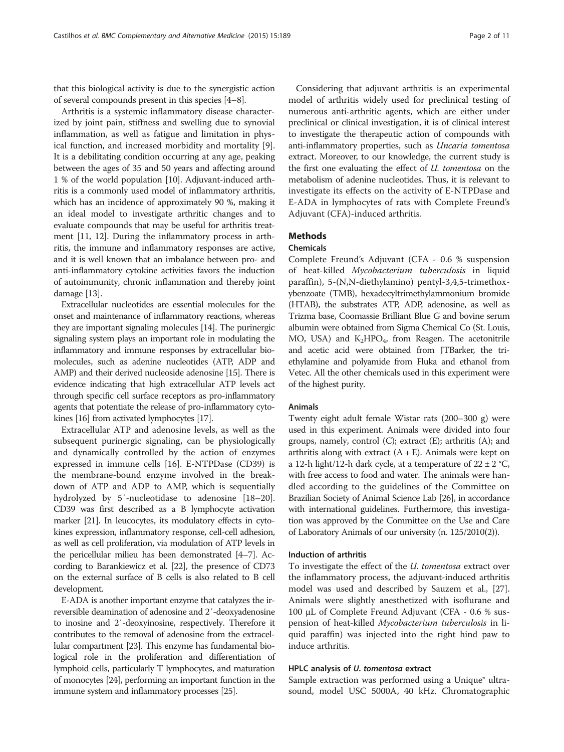that this biological activity is due to the synergistic action of several compounds present in this species [4–8].

Arthritis is a systemic inflammatory disease characterized by joint pain, stiffness and swelling due to synovial inflammation, as well as fatigue and limitation in physical function, and increased morbidity and mortality [9]. It is a debilitating condition occurring at any age, peaking between the ages of 35 and 50 years and affecting around 1 % of the world population [10]. Adjuvant-induced arthritis is a commonly used model of inflammatory arthritis, which has an incidence of approximately 90 %, making it an ideal model to investigate arthritic changes and to evaluate compounds that may be useful for arthritis treatment [11, 12]. During the inflammatory process in arthritis, the immune and inflammatory responses are active, and it is well known that an imbalance between pro- and anti-inflammatory cytokine activities favors the induction of autoimmunity, chronic inflammation and thereby joint damage [13].

Extracellular nucleotides are essential molecules for the onset and maintenance of inflammatory reactions, whereas they are important signaling molecules [14]. The purinergic signaling system plays an important role in modulating the inflammatory and immune responses by extracellular biomolecules, such as adenine nucleotides (ATP, ADP and AMP) and their derived nucleoside adenosine [15]. There is evidence indicating that high extracellular ATP levels act through specific cell surface receptors as pro-inflammatory agents that potentiate the release of pro-inflammatory cytokines [16] from activated lymphocytes [17].

Extracellular ATP and adenosine levels, as well as the subsequent purinergic signaling, can be physiologically and dynamically controlled by the action of enzymes expressed in immune cells [16]. E-NTPDase (CD39) is the membrane-bound enzyme involved in the breakdown of ATP and ADP to AMP, which is sequentially hydrolyzed by 5′-nucleotidase to adenosine [18–20]. CD39 was first described as a B lymphocyte activation marker [21]. In leucocytes, its modulatory effects in cytokines expression, inflammatory response, cell-cell adhesion, as well as cell proliferation, via modulation of ATP levels in the pericellular milieu has been demonstrated [4–7]. According to Barankiewicz et al. [22], the presence of CD73 on the external surface of B cells is also related to B cell development.

E-ADA is another important enzyme that catalyzes the irreversible deamination of adenosine and 2′-deoxyadenosine to inosine and 2′-deoxyinosine, respectively. Therefore it contributes to the removal of adenosine from the extracellular compartment [23]. This enzyme has fundamental biological role in the proliferation and differentiation of lymphoid cells, particularly T lymphocytes, and maturation of monocytes [24], performing an important function in the immune system and inflammatory processes [25].

Considering that adjuvant arthritis is an experimental model of arthritis widely used for preclinical testing of numerous anti-arthritic agents, which are either under preclinical or clinical investigation, it is of clinical interest to investigate the therapeutic action of compounds with anti-inflammatory properties, such as *Uncaria tomentosa* extract. Moreover, to our knowledge, the current study is the first one evaluating the effect of *U. tomentosa* on the metabolism of adenine nucleotides. Thus, it is relevant to investigate its effects on the activity of E-NTPDase and E-ADA in lymphocytes of rats with Complete Freund's Adjuvant (CFA)-induced arthritis.

## Methods

### Chemicals

Complete Freund's Adjuvant (CFA - 0.6 % suspension of heat-killed *Mycobacterium tuberculosis* in liquid paraffin), 5-(N,N-diethylamino) pentyl-3,4,5-trimethoxybenzoate (TMB), hexadecyltrimethylammonium bromide (HTAB), the substrates ATP, ADP, adenosine, as well as Trizma base, Coomassie Brilliant Blue G and bovine serum albumin were obtained from Sigma Chemical Co (St. Louis, MO, USA) and $K_2HPO_4$, from Reagen. The acetonitrile and acetic acid were obtained from JTBarker, the triethylamine and polyamide from Fluka and ethanol from Vetec. All the other chemicals used in this experiment were of the highest purity.

### Animals

Twenty eight adult female Wistar rats (200–300 g) were used in this experiment. Animals were divided into four groups, namely, control (C); extract (E); arthritis (A); and arthritis along with extract (A + E). Animals were kept on a 12-h light/12-h dark cycle, at a temperature of 22 ± 2 °C, with free access to food and water. The animals were handled according to the guidelines of the Committee on Brazilian Society of Animal Science Lab [26], in accordance with international guidelines. Furthermore, this investigation was approved by the Committee on the Use and Care of Laboratory Animals of our university (n. 125/2010(2)).

### Induction of arthritis

To investigate the effect of the *U. tomentosa* extract over the inflammatory process, the adjuvant-induced arthritis model was used and described by Sauzem et al., [27]. Animals were slightly anesthetized with isoflurane and 100 μL of Complete Freund Adjuvant (CFA - 0.6 % suspension of heat-killed *Mycobacterium tuberculosis* in liquid paraffin) was injected into the right hind paw to induce arthritis.

### HPLC analysis of *U. tomentosa* extract

Sample extraction was performed using a Unique® ultrasound, model USC 5000A, 40 kHz. Chromatographic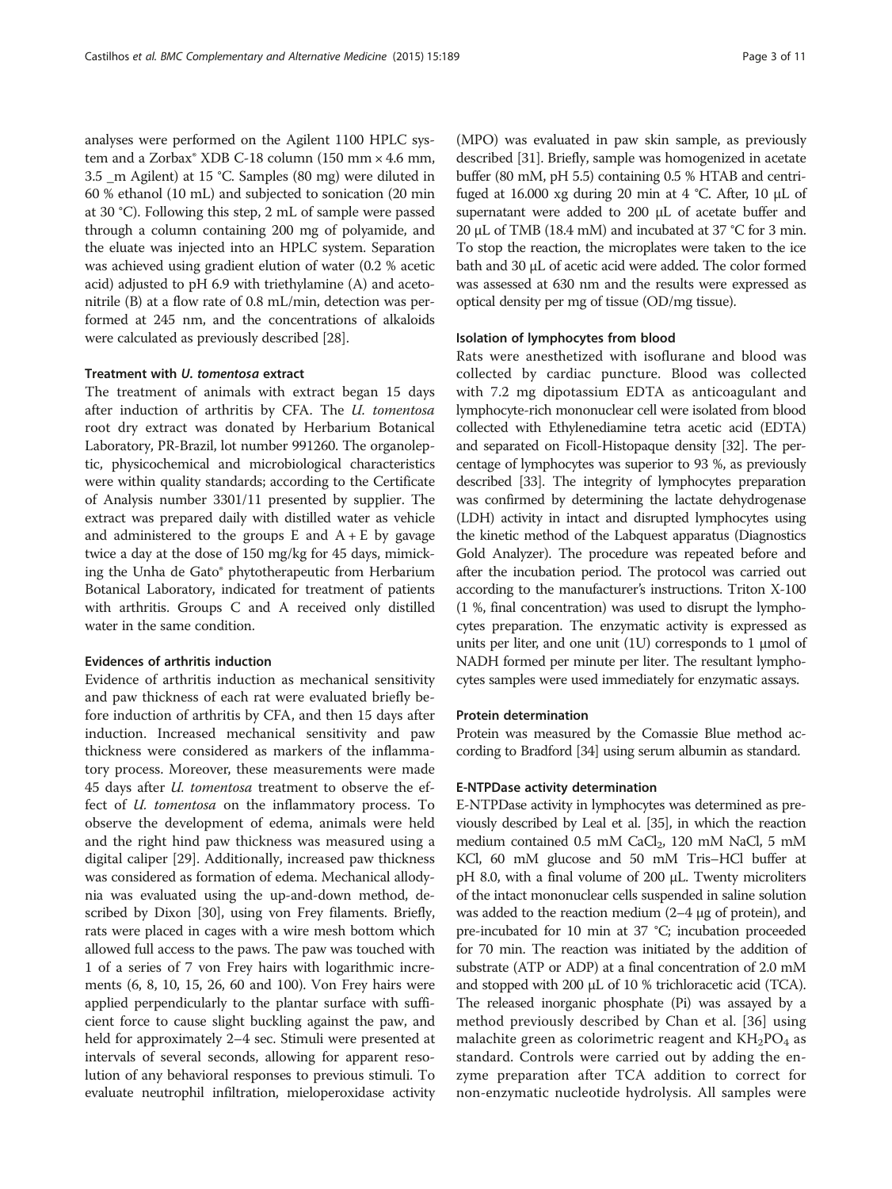analyses were performed on the Agilent 1100 HPLC system and a Zorbax® XDB C-18 column (150 mm × 4.6 mm, 3.5 _m Agilent) at 15 °C. Samples (80 mg) were diluted in 60 % ethanol (10 mL) and subjected to sonication (20 min at 30 °C). Following this step, 2 mL of sample were passed through a column containing 200 mg of polyamide, and the eluate was injected into an HPLC system. Separation was achieved using gradient elution of water (0.2 % acetic acid) adjusted to pH 6.9 with triethylamine (A) and acetonitrile (B) at a flow rate of 0.8 mL/min, detection was performed at 245 nm, and the concentrations of alkaloids were calculated as previously described [28].

#### Treatment with *U. tomentosa* extract

The treatment of animals with extract began 15 days after induction of arthritis by CFA. The *U. tomentosa* root dry extract was donated by Herbarium Botanical Laboratory, PR-Brazil, lot number 991260. The organoleptic, physicochemical and microbiological characteristics were within quality standards; according to the Certificate of Analysis number 3301/11 presented by supplier. The extract was prepared daily with distilled water as vehicle and administered to the groups E and A + E by gavage twice a day at the dose of 150 mg/kg for 45 days, mimicking the Unha de Gato® phytotherapeutic from Herbarium Botanical Laboratory, indicated for treatment of patients with arthritis. Groups C and A received only distilled water in the same condition.

#### Evidences of arthritis induction

Evidence of arthritis induction as mechanical sensitivity and paw thickness of each rat were evaluated briefly before induction of arthritis by CFA, and then 15 days after induction. Increased mechanical sensitivity and paw thickness were considered as markers of the inflammatory process. Moreover, these measurements were made 45 days after *U. tomentosa* treatment to observe the effect of *U. tomentosa* on the inflammatory process. To observe the development of edema, animals were held and the right hind paw thickness was measured using a digital caliper [29]. Additionally, increased paw thickness was considered as formation of edema. Mechanical allodynia was evaluated using the up-and-down method, described by Dixon [30], using von Frey filaments. Briefly, rats were placed in cages with a wire mesh bottom which allowed full access to the paws. The paw was touched with 1 of a series of 7 von Frey hairs with logarithmic increments (6, 8, 10, 15, 26, 60 and 100). Von Frey hairs were applied perpendicularly to the plantar surface with sufficient force to cause slight buckling against the paw, and held for approximately 2–4 sec. Stimuli were presented at intervals of several seconds, allowing for apparent resolution of any behavioral responses to previous stimuli. To evaluate neutrophil infiltration, mieloperoxidase activity (MPO) was evaluated in paw skin sample, as previously described [31]. Briefly, sample was homogenized in acetate buffer (80 mM, pH 5.5) containing 0.5 % HTAB and centrifuged at 16.000 xg during 20 min at 4 °C. After, 10 μL of supernatant were added to 200 μL of acetate buffer and 20 μL of TMB (18.4 mM) and incubated at 37 °C for 3 min. To stop the reaction, the microplates were taken to the ice bath and 30 μL of acetic acid were added. The color formed was assessed at 630 nm and the results were expressed as optical density per mg of tissue (OD/mg tissue).

#### Isolation of lymphocytes from blood

Rats were anesthetized with isoflurane and blood was collected by cardiac puncture. Blood was collected with 7.2 mg dipotassium EDTA as anticoagulant and lymphocyte-rich mononuclear cell were isolated from blood collected with Ethylenediamine tetra acetic acid (EDTA) and separated on Ficoll-Histopaque density [32]. The percentage of lymphocytes was superior to 93 %, as previously described [33]. The integrity of lymphocytes preparation was confirmed by determining the lactate dehydrogenase (LDH) activity in intact and disrupted lymphocytes using the kinetic method of the Labquest apparatus (Diagnostics Gold Analyzer). The procedure was repeated before and after the incubation period. The protocol was carried out according to the manufacturer's instructions. Triton X-100 (1 %, final concentration) was used to disrupt the lymphocytes preparation. The enzymatic activity is expressed as units per liter, and one unit (1U) corresponds to 1 μmol of NADH formed per minute per liter. The resultant lymphocytes samples were used immediately for enzymatic assays.

#### Protein determination

Protein was measured by the Comassie Blue method according to Bradford [34] using serum albumin as standard.

#### E-NTPDase activity determination

E-NTPDase activity in lymphocytes was determined as previously described by Leal et al. [35], in which the reaction medium contained 0.5 mM $CaCl_2$, 120 mM NaCl, 5 mM KCl, 60 mM glucose and 50 mM Tris–HCl buffer at pH 8.0, with a final volume of 200 μL. Twenty microliters of the intact mononuclear cells suspended in saline solution was added to the reaction medium (2–4 μg of protein), and pre-incubated for 10 min at 37 °C; incubation proceeded for 70 min. The reaction was initiated by the addition of substrate (ATP or ADP) at a final concentration of 2.0 mM and stopped with 200 μL of 10 % trichloracetic acid (TCA). The released inorganic phosphate (Pi) was assayed by a method previously described by Chan et al. [36] using malachite green as colorimetric reagent and $KH_2PO_4$ as standard. Controls were carried out by adding the enzyme preparation after TCA addition to correct for non-enzymatic nucleotide hydrolysis. All samples were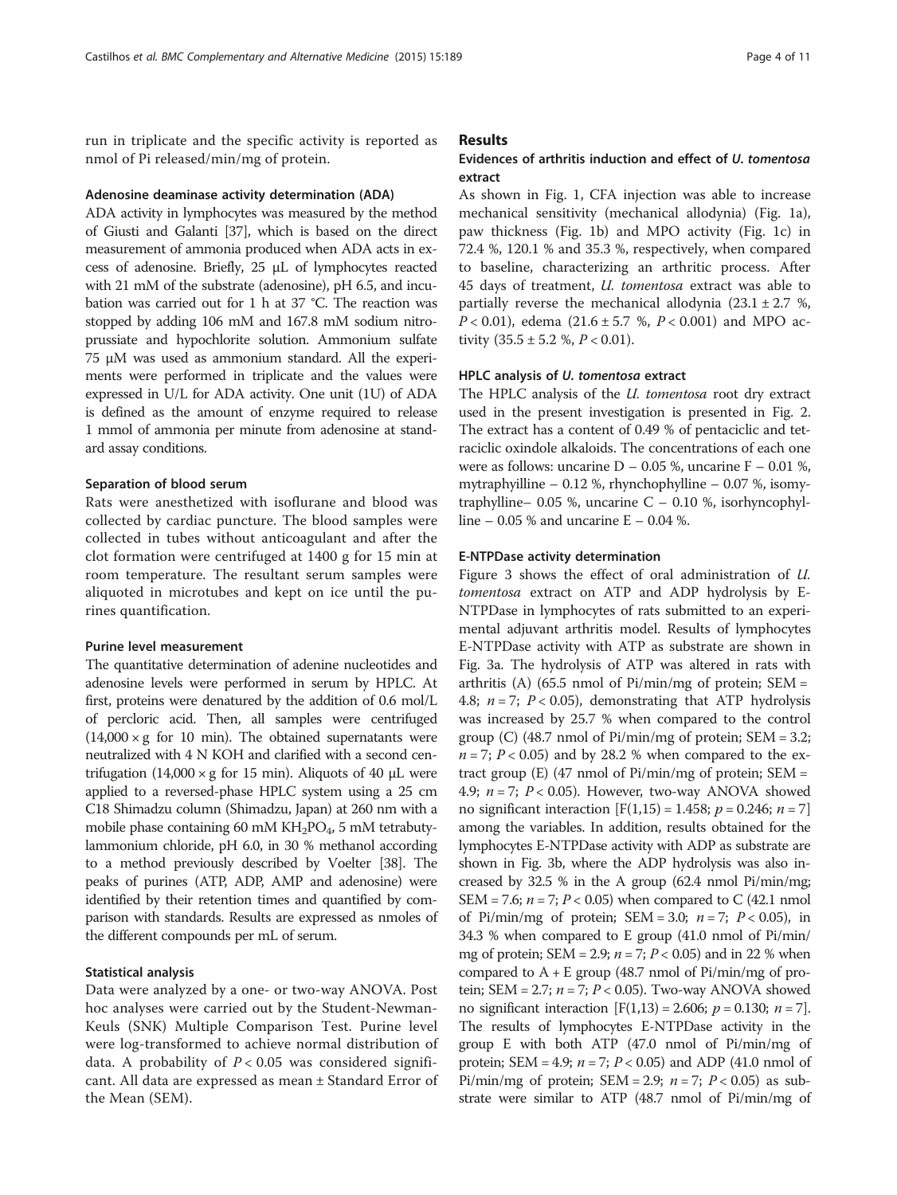run in triplicate and the specific activity is reported as nmol of Pi released/min/mg of protein.

#### Adenosine deaminase activity determination (ADA)

ADA activity in lymphocytes was measured by the method of Giusti and Galanti [37], which is based on the direct measurement of ammonia produced when ADA acts in excess of adenosine. Briefly, 25 μL of lymphocytes reacted with 21 mM of the substrate (adenosine), pH 6.5, and incubation was carried out for 1 h at 37 °C. The reaction was stopped by adding 106 mM and 167.8 mM sodium nitroprussiate and hypochlorite solution. Ammonium sulfate 75 μM was used as ammonium standard. All the experiments were performed in triplicate and the values were expressed in U/L for ADA activity. One unit (1U) of ADA is defined as the amount of enzyme required to release 1 mmol of ammonia per minute from adenosine at standard assay conditions.

#### Separation of blood serum

Rats were anesthetized with isoflurane and blood was collected by cardiac puncture. The blood samples were collected in tubes without anticoagulant and after the clot formation were centrifuged at 1400 g for 15 min at room temperature. The resultant serum samples were aliquoted in microtubes and kept on ice until the purines quantification.

#### Purine level measurement

The quantitative determination of adenine nucleotides and adenosine levels were performed in serum by HPLC. At first, proteins were denatured by the addition of 0.6 mol/L of percloric acid. Then, all samples were centrifuged (14,000 × g for 10 min). The obtained supernatants were neutralized with 4 N KOH and clarified with a second centrifugation (14,000 × g for 15 min). Aliquots of 40 μL were applied to a reversed-phase HPLC system using a 25 cm C18 Shimadzu column (Shimadzu, Japan) at 260 nm with a mobile phase containing 60 mM $KH_2PO_4$, 5 mM tetrabutylammonium chloride, pH 6.0, in 30 % methanol according to a method previously described by Voelter [38]. The peaks of purines (ATP, ADP, AMP and adenosine) were identified by their retention times and quantified by comparison with standards. Results are expressed as nmoles of the different compounds per mL of serum.

#### Statistical analysis

Data were analyzed by a one- or two-way ANOVA. Post hoc analyses were carried out by the Student-Newman-Keuls (SNK) Multiple Comparison Test. Purine level were log-transformed to achieve normal distribution of data. A probability of $P < 0.05$ was considered significant. All data are expressed as mean ± Standard Error of the Mean (SEM).

## Results

### Evidences of arthritis induction and effect of *U. tomentosa* extract

As shown in Fig. 1, CFA injection was able to increase mechanical sensitivity (mechanical allodynia) (Fig. 1a), paw thickness (Fig. 1b) and MPO activity (Fig. 1c) in 72.4 %, 120.1 % and 35.3 %, respectively, when compared to baseline, characterizing an arthritic process. After 45 days of treatment, *U. tomentosa* extract was able to partially reverse the mechanical allodynia (23.1 ± 2.7 %, $P < 0.01$), edema (21.6 ± 5.7 %, $P < 0.001$) and MPO activity (35.5 ± 5.2 %, $P < 0.01$).

#### HPLC analysis of *U. tomentosa* extract

The HPLC analysis of the *U. tomentosa* root dry extract used in the present investigation is presented in Fig. 2. The extract has a content of 0.49 % of pentaciclic and tetraciclic oxindole alkaloids. The concentrations of each one were as follows: uncarine D – 0.05 %, uncarine F – 0.01 %, mytraphyilline – 0.12 %, rhynchophylline – 0.07 %, isomytraphylline– 0.05 %, uncarine C – 0.10 %, isorhyncophylline – 0.05 % and uncarine E – 0.04 %.

#### E-NTPDase activity determination

Figure 3 shows the effect of oral administration of *U. tomentosa* extract on ATP and ADP hydrolysis by E-NTPDase in lymphocytes of rats submitted to an experimental adjuvant arthritis model. Results of lymphocytes E-NTPDase activity with ATP as substrate are shown in Fig. 3a. The hydrolysis of ATP was altered in rats with arthritis (A) (65.5 nmol of Pi/min/mg of protein; SEM = 4.8; $n = 7$; $P < 0.05$), demonstrating that ATP hydrolysis was increased by 25.7 % when compared to the control group (C) (48.7 nmol of Pi/min/mg of protein; SEM = 3.2; $n = 7$; $P < 0.05$) and by 28.2 % when compared to the extract group (E) (47 nmol of Pi/min/mg of protein; SEM = 4.9; $n = 7$; $P < 0.05$). However, two-way ANOVA showed no significant interaction [$F(1,15) = 1.458$; $p = 0.246$; $n = 7$] among the variables. In addition, results obtained for the lymphocytes E-NTPDase activity with ADP as substrate are shown in Fig. 3b, where the ADP hydrolysis was also increased by 32.5 % in the A group (62.4 nmol Pi/min/mg; SEM = 7.6; $n = 7$; $P < 0.05$) when compared to C (42.1 nmol of Pi/min/mg of protein; SEM = 3.0; $n = 7$; $P < 0.05$), in 34.3 % when compared to E group (41.0 nmol of Pi/min/mg of protein; SEM = 2.9; $n = 7$; $P < 0.05$) and in 22 % when compared to A + E group (48.7 nmol of Pi/min/mg of protein; SEM = 2.7; $n = 7$; $P < 0.05$). Two-way ANOVA showed no significant interaction [$F(1,13) = 2.606$; $p = 0.130$; $n = 7$]. The results of lymphocytes E-NTPDase activity in the group E with both ATP (47.0 nmol of Pi/min/mg of protein; SEM = 4.9; $n = 7$; $P < 0.05$) and ADP (41.0 nmol of Pi/min/mg of protein; SEM = 2.9; $n = 7$; $P < 0.05$) as substrate were similar to ATP (48.7 nmol of Pi/min/mg of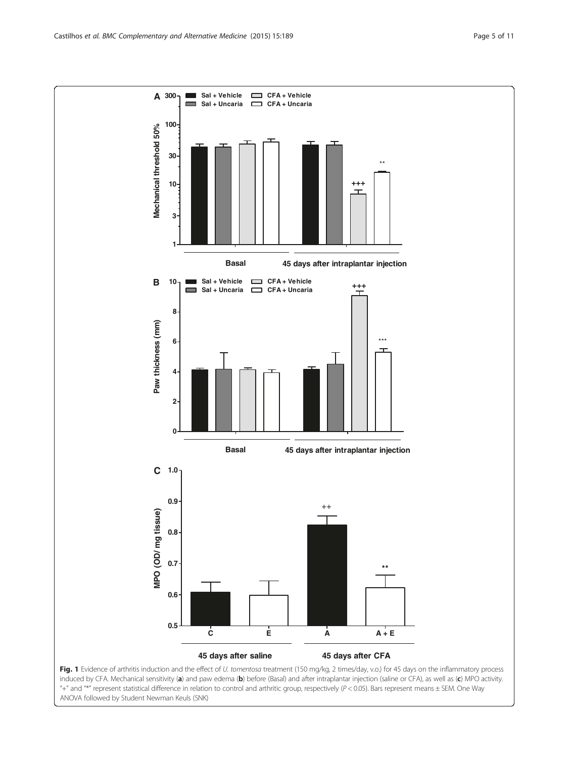**Fig. 1** Evidence of arthritis induction and the effect of *U. tomentosa* treatment (150 mg/kg, 2 times/day, v.o.) for 45 days on the inflammatory process induced by CFA. Mechanical sensitivity (**a**) and paw edema (**b**) before (Basal) and after intraplantar injection (saline or CFA), as well as (**c**) MPO activity. "+" and "*" represent statistical difference in relation to control and arthritic group, respectively ($P < 0.05$). Bars represent means ± SEM. One Way ANOVA followed by Student Newman Keuls (SNK)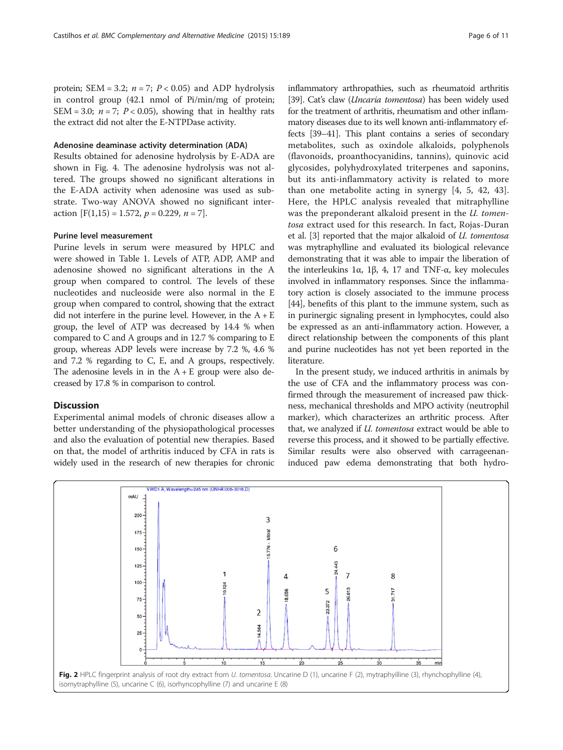protein; SEM = 3.2; $n = 7$; $P < 0.05$) and ADP hydrolysis in control group (42.1 nmol of Pi/min/mg of protein; SEM = 3.0; $n = 7$; $P < 0.05$), showing that in healthy rats the extract did not alter the E-NTPDase activity.

#### Adenosine deaminase activity determination (ADA)

Results obtained for adenosine hydrolysis by E-ADA are shown in Fig. 4. The adenosine hydrolysis was not altered. The groups showed no significant alterations in the E-ADA activity when adenosine was used as substrate. Two-way ANOVA showed no significant interaction [$F(1,15) = 1.572$, $p = 0.229$, $n = 7$].

#### Purine level measurement

Purine levels in serum were measured by HPLC and were showed in Table 1. Levels of ATP, ADP, AMP and adenosine showed no significant alterations in the A group when compared to control. The levels of these nucleotides and nucleoside were also normal in the E group when compared to control, showing that the extract did not interfere in the purine level. However, in the A + E group, the level of ATP was decreased by 14.4 % when compared to C and A groups and in 12.7 % comparing to E group, whereas ADP levels were increase by 7.2 %, 4.6 % and 7.2 % regarding to C, E, and A groups, respectively. The adenosine levels in in the A + E group were also decreased by 17.8 % in comparison to control.

## Discussion

Experimental animal models of chronic diseases allow a better understanding of the physiopathological processes and also the evaluation of potential new therapies. Based on that, the model of arthritis induced by CFA in rats is widely used in the research of new therapies for chronic inflammatory arthropathies, such as rheumatoid arthritis [39]. Cat's claw (*Uncaria tomentosa*) has been widely used for the treatment of arthritis, rheumatism and other inflammatory diseases due to its well known anti-inflammatory effects [39–41]. This plant contains a series of secondary metabolites, such as oxindole alkaloids, polyphenols (flavonoids, proanthocyanidins, tannins), quinovic acid glycosides, polyhydroxylated triterpenes and saponins, but its anti-inflammatory activity is related to more than one metabolite acting in synergy [4, 5, 42, 43]. Here, the HPLC analysis revealed that mitraphylline was the preponderant alkaloid present in the *U. tomentosa* extract used for this research. In fact, Rojas-Duran et al. [3] reported that the major alkaloid of *U. tomentosa* was mytraphylline and evaluated its biological relevance demonstrating that it was able to impair the liberation of the interleukins 1α, 1β, 4, 17 and TNF-α, key molecules involved in inflammatory responses. Since the inflammatory action is closely associated to the immune process [44], benefits of this plant to the immune system, such as in purinergic signaling present in lymphocytes, could also be expressed as an anti-inflammatory action. However, a direct relationship between the components of this plant and purine nucleotides has not yet been reported in the literature.

In the present study, we induced arthritis in animals by the use of CFA and the inflammatory process was confirmed through the measurement of increased paw thickness, mechanical thresholds and MPO activity (neutrophil marker), which characterizes an arthritic process. After that, we analyzed if *U. tomentosa* extract would be able to reverse this process, and it showed to be partially effective. Similar results were also observed with carrageenan-induced paw edema demonstrating that both hydro-

**Fig. 2** HPLC fingerprint analysis of root dry extract from *U. tomentosa*. Uncarine D (1), uncarine F (2), mytraphyilline (3), rhynchophylline (4), isomytraphylline (5), uncarine C (6), isorhyncophylline (7) and uncarine E (8)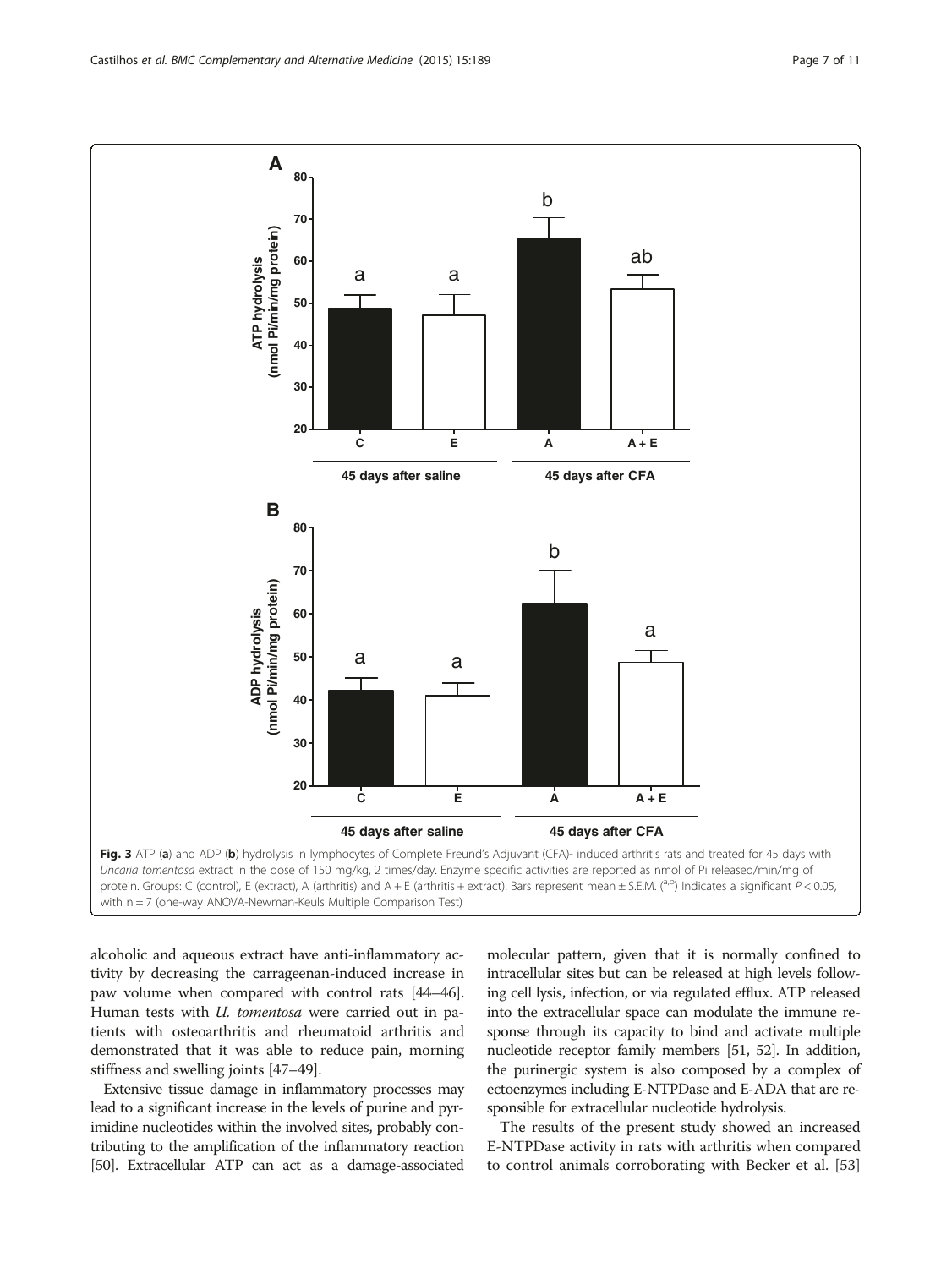**Fig. 3** ATP (**a**) and ADP (**b**) hydrolysis in lymphocytes of Complete Freund's Adjuvant (CFA)- induced arthritis rats and treated for 45 days with *Uncaria tomentosa* extract in the dose of 150 mg/kg, 2 times/day. Enzyme specific activities are reported as nmol of Pi released/min/mg of protein. Groups: C (control), E (extract), A (arthritis) and A + E (arthritis + extract). Bars represent mean ± S.E.M. ([a,b]) Indicates a significant $P < 0.05$, with n = 7 (one-way ANOVA-Newman-Keuls Multiple Comparison Test)

alcoholic and aqueous extract have anti-inflammatory activity by decreasing the carrageenan-induced increase in paw volume when compared with control rats [44–46]. Human tests with *U. tomentosa* were carried out in patients with osteoarthritis and rheumatoid arthritis and demonstrated that it was able to reduce pain, morning stiffness and swelling joints [47–49].

Extensive tissue damage in inflammatory processes may lead to a significant increase in the levels of purine and pyrimidine nucleotides within the involved sites, probably contributing to the amplification of the inflammatory reaction [50]. Extracellular ATP can act as a damage-associated molecular pattern, given that it is normally confined to intracellular sites but can be released at high levels following cell lysis, infection, or via regulated efflux. ATP released into the extracellular space can modulate the immune response through its capacity to bind and activate multiple nucleotide receptor family members [51, 52]. In addition, the purinergic system is also composed by a complex of ectoenzymes including E-NTPDase and E-ADA that are responsible for extracellular nucleotide hydrolysis.

The results of the present study showed an increased E-NTPDase activity in rats with arthritis when compared to control animals corroborating with Becker et al. [53]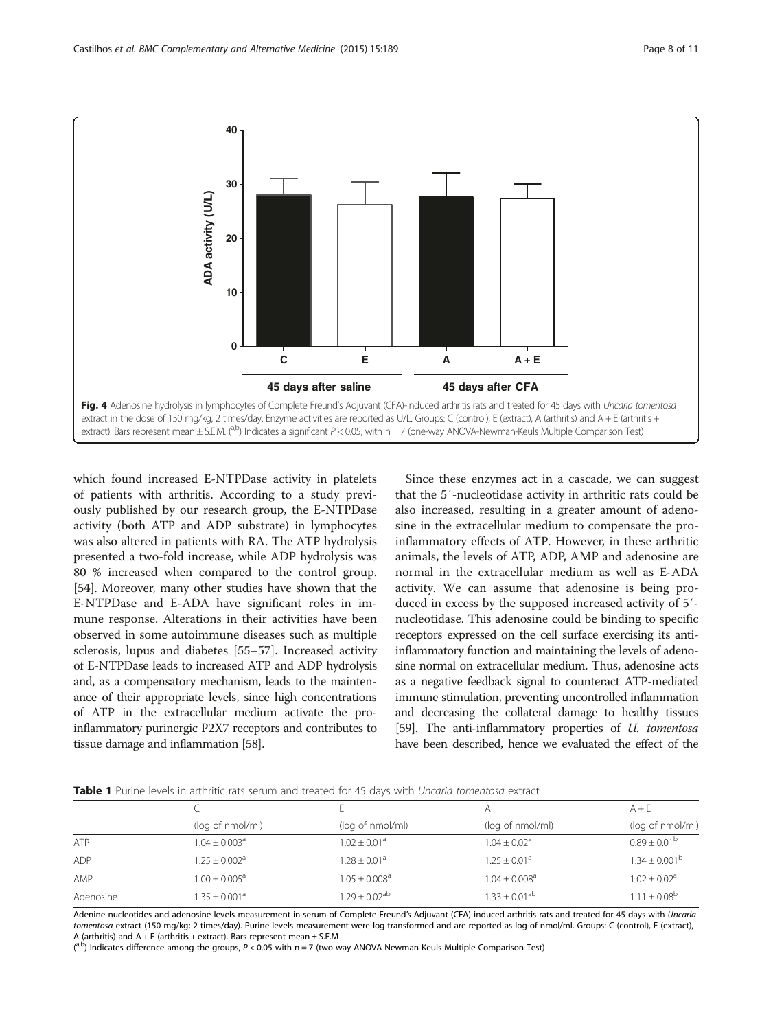**Fig. 4** Adenosine hydrolysis in lymphocytes of Complete Freund's Adjuvant (CFA)-induced arthritis rats and treated for 45 days with *Uncaria tomentosa* extract in the dose of 150 mg/kg, 2 times/day. Enzyme activities are reported as U/L. Groups: C (control), E (extract), A (arthritis) and A + E (arthritis + extract). Bars represent mean ± S.E.M. ([a,b]) Indicates a significant $P < 0.05$, with n = 7 (one-way ANOVA-Newman-Keuls Multiple Comparison Test)

which found increased E-NTPDase activity in platelets of patients with arthritis. According to a study previously published by our research group, the E-NTPDase activity (both ATP and ADP substrate) in lymphocytes was also altered in patients with RA. The ATP hydrolysis presented a two-fold increase, while ADP hydrolysis was 80 % increased when compared to the control group. [54]. Moreover, many other studies have shown that the E-NTPDase and E-ADA have significant roles in immune response. Alterations in their activities have been observed in some autoimmune diseases such as multiple sclerosis, lupus and diabetes [55–57]. Increased activity of E-NTPDase leads to increased ATP and ADP hydrolysis and, as a compensatory mechanism, leads to the maintenance of their appropriate levels, since high concentrations of ATP in the extracellular medium activate the proinflammatory purinergic P2X7 receptors and contributes to tissue damage and inflammation [58].

Since these enzymes act in a cascade, we can suggest that the 5´-nucleotidase activity in arthritic rats could be also increased, resulting in a greater amount of adenosine in the extracellular medium to compensate the proinflammatory effects of ATP. However, in these arthritic animals, the levels of ATP, ADP, AMP and adenosine are normal in the extracellular medium as well as E-ADA activity. We can assume that adenosine is being produced in excess by the supposed increased activity of 5´-nucleotidase. This adenosine could be binding to specific receptors expressed on the cell surface exercising its anti-inflammatory function and maintaining the levels of adenosine normal on extracellular medium. Thus, adenosine acts as a negative feedback signal to counteract ATP-mediated immune stimulation, preventing uncontrolled inflammation and decreasing the collateral damage to healthy tissues [59]. The anti-inflammatory properties of *U. tomentosa* have been described, hence we evaluated the effect of the

**Table 1** Purine levels in arthritic rats serum and treated for 45 days with *Uncaria tomentosa* extract

| | C | E | A | A + E |
|---|---|---|---|---|
| | (log of nmol/ml) | (log of nmol/ml) | (log of nmol/ml) | (log of nmol/ml) |
| ATP | 1.04 ± 0.003[a] | 1.02 ± 0.01[a] | 1.04 ± 0.02[a] | 0.89 ± 0.01[b] |
| ADP | 1.25 ± 0.002[a] | 1.28 ± 0.01[a] | 1.25 ± 0.01[a] | 1.34 ± 0.001[b] |
| AMP | 1.00 ± 0.005[a] | 1.05 ± 0.008[a] | 1.04 ± 0.008[a] | 1.02 ± 0.02[a] |
| Adenosine | 1.35 ± 0.001[a] | 1.29 ± 0.02[ab] | 1.33 ± 0.01[ab] | 1.11 ± 0.08[b] |

Adenine nucleotides and adenosine levels measurement in serum of Complete Freund's Adjuvant (CFA)-induced arthritis rats and treated for 45 days with *Uncaria tomentosa* extract (150 mg/kg; 2 times/day). Purine levels measurement were log-transformed and are reported as log of nmol/ml. Groups: C (control), E (extract), A (arthritis) and A + E (arthritis + extract). Bars represent mean ± S.E.M

([a,b]) Indicates difference among the groups, $P < 0.05$ with n = 7 (two-way ANOVA-Newman-Keuls Multiple Comparison Test)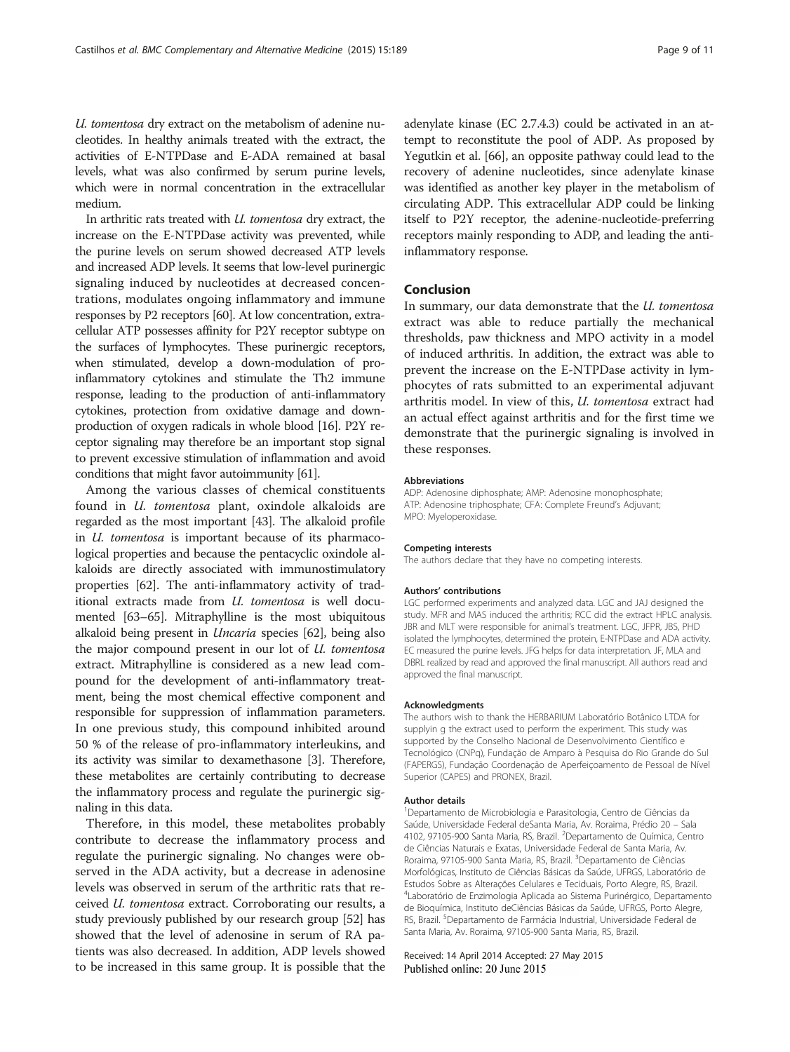*U. tomentosa* dry extract on the metabolism of adenine nucleotides. In healthy animals treated with the extract, the activities of E-NTPDase and E-ADA remained at basal levels, what was also confirmed by serum purine levels, which were in normal concentration in the extracellular medium.

In arthritic rats treated with *U. tomentosa* dry extract, the increase on the E-NTPDase activity was prevented, while the purine levels on serum showed decreased ATP levels and increased ADP levels. It seems that low-level purinergic signaling induced by nucleotides at decreased concentrations, modulates ongoing inflammatory and immune responses by P2 receptors [60]. At low concentration, extracellular ATP possesses affinity for P2Y receptor subtype on the surfaces of lymphocytes. These purinergic receptors, when stimulated, develop a down-modulation of pro-inflammatory cytokines and stimulate the Th2 immune response, leading to the production of anti-inflammatory cytokines, protection from oxidative damage and down-production of oxygen radicals in whole blood [16]. P2Y receptor signaling may therefore be an important stop signal to prevent excessive stimulation of inflammation and avoid conditions that might favor autoimmunity [61].

Among the various classes of chemical constituents found in *U. tomentosa* plant, oxindole alkaloids are regarded as the most important [43]. The alkaloid profile in *U. tomentosa* is important because of its pharmacological properties and because the pentacyclic oxindole alkaloids are directly associated with immunostimulatory properties [62]. The anti-inflammatory activity of traditional extracts made from *U. tomentosa* is well documented [63–65]. Mitraphylline is the most ubiquitous alkaloid being present in *Uncaria* species [62], being also the major compound present in our lot of *U. tomentosa* extract. Mitraphylline is considered as a new lead compound for the development of anti-inflammatory treatment, being the most chemical effective component and responsible for suppression of inflammation parameters. In one previous study, this compound inhibited around 50 % of the release of pro-inflammatory interleukins, and its activity was similar to dexamethasone [3]. Therefore, these metabolites are certainly contributing to decrease the inflammatory process and regulate the purinergic signaling in this data.

Therefore, in this model, these metabolites probably contribute to decrease the inflammatory process and regulate the purinergic signaling. No changes were observed in the ADA activity, but a decrease in adenosine levels was observed in serum of the arthritic rats that received *U. tomentosa* extract. Corroborating our results, a study previously published by our research group [52] has showed that the level of adenosine in serum of RA patients was also decreased. In addition, ADP levels showed to be increased in this same group. It is possible that the adenylate kinase (EC 2.7.4.3) could be activated in an attempt to reconstitute the pool of ADP. As proposed by Yegutkin et al. [66], an opposite pathway could lead to the recovery of adenine nucleotides, since adenylate kinase was identified as another key player in the metabolism of circulating ADP. This extracellular ADP could be linking itself to P2Y receptor, the adenine-nucleotide-preferring receptors mainly responding to ADP, and leading the anti-inflammatory response.

## Conclusion

In summary, our data demonstrate that the *U. tomentosa* extract was able to reduce partially the mechanical thresholds, paw thickness and MPO activity in a model of induced arthritis. In addition, the extract was able to prevent the increase on the E-NTPDase activity in lymphocytes of rats submitted to an experimental adjuvant arthritis model. In view of this, *U. tomentosa* extract had an actual effect against arthritis and for the first time we demonstrate that the purinergic signaling is involved in these responses.

#### Abbreviations

ADP: Adenosine diphosphate; AMP: Adenosine monophosphate; ATP: Adenosine triphosphate; CFA: Complete Freund's Adjuvant; MPO: Myeloperoxidase.

#### Competing interests

The authors declare that they have no competing interests.

#### Authors' contributions

LGC performed experiments and analyzed data. LGC and JAJ designed the study. MFR and MAS induced the arthritis; RCC did the extract HPLC analysis. JBR and MLT were responsible for animal's treatment. LGC, JFPR, JBS, PHD isolated the lymphocytes, determined the protein, E-NTPDase and ADA activity. EC measured the purine levels. JFG helps for data interpretation. JF, MLA and DBRL realized by read and approved the final manuscript. All authors read and approved the final manuscript.

#### Acknowledgments

The authors wish to thank the HERBARIUM Laboratório Botânico LTDA for supplyin g the extract used to perform the experiment. This study was supported by the Conselho Nacional de Desenvolvimento Científico e Tecnológico (CNPq), Fundação de Amparo à Pesquisa do Rio Grande do Sul (FAPERGS), Fundação Coordenação de Aperfeiçoamento de Pessoal de Nível Superior (CAPES) and PRONEX, Brazil.

#### Author details

[1]Departamento de Microbiologia e Parasitologia, Centro de Ciências da Saúde, Universidade Federal deSanta Maria, Av. Roraima, Prédio 20 – Sala 4102, 97105-900 Santa Maria, RS, Brazil. [2]Departamento de Química, Centro de Ciências Naturais e Exatas, Universidade Federal de Santa Maria, Av. Roraima, 97105-900 Santa Maria, RS, Brazil. [3]Departamento de Ciências Morfológicas, Instituto de Ciências Básicas da Saúde, UFRGS, Laboratório de Estudos Sobre as Alterações Celulares e Teciduais, Porto Alegre, RS, Brazil. [4]Laboratório de Enzimologia Aplicada ao Sistema Purinérgico, Departamento de Bioquímica, Instituto deCiências Básicas da Saúde, UFRGS, Porto Alegre, RS, Brazil. [5]Departamento de Farmácia Industrial, Universidade Federal de Santa Maria, Av. Roraima, 97105-900 Santa Maria, RS, Brazil.

Received: 14 April 2014 Accepted: 27 May 2015
Published online: 20 June 2015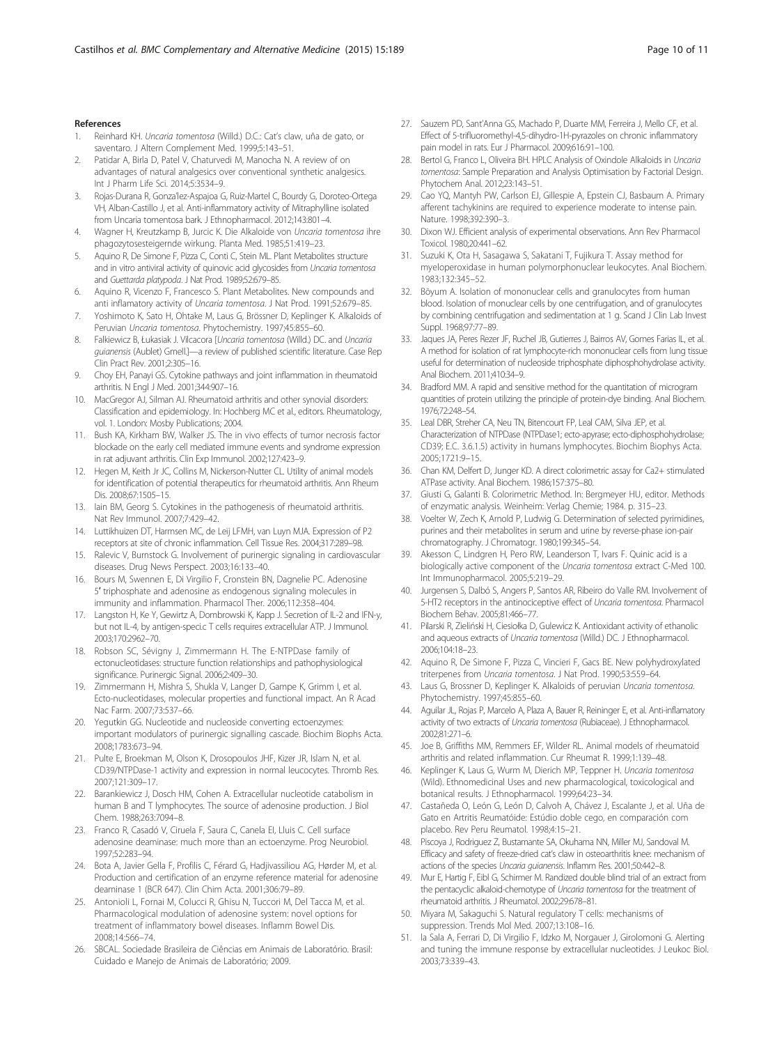## References

1. Reinhard KH. *Uncaria tomentosa* (Willd.) D.C.: Cat's claw, uña de gato, or saventaro. J Altern Complement Med. 1999;5:143–51.
2. Patidar A, Birla D, Patel V, Chaturvedi M, Manocha N. A review of on advantages of natural analgesics over conventional synthetic analgesics. Int J Pharm Life Sci. 2014;5:3534–9.
3. Rojas-Durana R, Gonza'lez-Aspajoa G, Ruiz-Martel C, Bourdy G, Doroteo-Ortega VH, Alban-Castillo J, et al. Anti-inflammatory activity of Mitraphylline isolated from Uncaria tomentosa bark. J Ethnopharmacol. 2012;143:801–4.
4. Wagner H, Kreutzkamp B, Jurcic K. Die Alkaloide von *Uncaria tomentosa* ihre phagozytosesteigernde wirkung. Planta Med. 1985;51:419–23.
5. Aquino R, De Simone F, Pizza C, Conti C, Stein ML. Plant Metabolites structure and in vitro antiviral activity of quinovic acid glycosides from *Uncaria tomentosa* and *Guettarda platypoda*. J Nat Prod. 1989;52:679–85.
6. Aquino R, Vicenzo F, Francesco S. Plant Metabolites. New compounds and anti inflamatory activity of *Uncaria tomentosa*. J Nat Prod. 1991;52:679–85.
7. Yoshimoto K, Sato H, Ohtake M, Laus G, Brössner D, Keplinger K. Alkaloids of Peruvian *Uncaria tomentosa*. Phytochemistry. 1997;45:855–60.
8. Falkiewicz B, Łukasiak J. Vilcacora [*Uncaria tomentosa* (Willd.) DC. and *Uncaria guianensis* (Aublet) Gmell.]—a review of published scientific literature. Case Rep Clin Pract Rev. 2001;2:305–16.
9. Choy EH, Panayi GS. Cytokine pathways and joint inflammation in rheumatoid arthritis. N Engl J Med. 2001;344:907–16.
10. MacGregor AJ, Silman AJ. Rheumatoid arthritis and other synovial disorders: Classification and epidemiology. In: Hochberg MC et al., editors. Rheumatology, vol. 1. London: Mosby Publications; 2004.
11. Bush KA, Kirkham BW, Walker JS. The in vivo effects of tumor necrosis factor blockade on the early cell mediated immune events and syndrome expression in rat adjuvant arthritis. Clin Exp Immunol. 2002;127:423–9.
12. Hegen M, Keith Jr JC, Collins M, Nickerson-Nutter CL. Utility of animal models for identification of potential therapeutics for rheumatoid arthritis. Ann Rheum Dis. 2008;67:1505–15.
13. Iain BM, Georg S. Cytokines in the pathogenesis of rheumatoid arthritis. Nat Rev Immunol. 2007;7:429–42.
14. Luttikhuizen DT, Harmsen MC, de Leij LFMH, van Luyn MJA. Expression of P2 receptors at site of chronic inflammation. Cell Tissue Res. 2004;317:289–98.
15. Ralevic V, Burnstock G. Involvement of purinergic signaling in cardiovascular diseases. Drug News Perspect. 2003;16:133–40.
16. Bours M, Swennen E, Di Virgilio F, Cronstein BN, Dagnelie PC. Adenosine 5′ triphosphate and adenosine as endogenous signaling molecules in immunity and inflammation. Pharmacol Ther. 2006;112:358–404.
17. Langston H, Ke Y, Gewirtz A, Dombrowski K, Kapp J. Secretion of IL-2 and IFN-γ, but not IL-4, by antigen-speci.c T cells requires extracellular ATP. J Immunol. 2003;170:2962–70.
18. Robson SC, Sévigny J, Zimmermann H. The E-NTPDase family of ectonucleotidases: structure function relationships and pathophysiological significance. Purinergic Signal. 2006;2:409–30.
19. Zimmermann H, Mishra S, Shukla V, Langer D, Gampe K, Grimm I, et al. Ecto-nucleotidases, molecular properties and functional impact. An R Acad Nac Farm. 2007;73:537–66.
20. Yegutkin GG. Nucleotide and nucleoside converting ectoenzymes: important modulators of purinergic signalling cascade. Biochim Biophys Acta. 2008;1783:673–94.
21. Pulte E, Broekman M, Olson K, Drosopoulos JHF, Kizer JR, Islam N, et al. CD39/NTPDase-1 activity and expression in normal leucocytes. Thromb Res. 2007;121:309–17.
22. Barankiewicz J, Dosch HM, Cohen A. Extracellular nucleotide catabolism in human B and T lymphocytes. The source of adenosine production. J Biol Chem. 1988;263:7094–8.
23. Franco R, Casadó V, Ciruela F, Saura C, Canela EI, Lluis C. Cell surface adenosine deaminase: much more than an ectoenzyme. Prog Neurobiol. 1997;52:283–94.
24. Bota A, Javier Gella F, Profilis C, Férard G, Hadjivassiliou AG, Hørder M, et al. Production and certification of an enzyme reference material for adenosine deaminase 1 (BCR 647). Clin Chim Acta. 2001;306:79–89.
25. Antonioli L, Fornai M, Colucci R, Ghisu N, Tuccori M, Del Tacca M, et al. Pharmacological modulation of adenosine system: novel options for treatment of inflammatory bowel diseases. Inflamm Bowel Dis. 2008;14:566–74.
26. SBCAL. Sociedade Brasileira de Ciências em Animais de Laboratório. Brasil: Cuidado e Manejo de Animais de Laboratório; 2009.
27. Sauzem PD, Sant'Anna GS, Machado P, Duarte MM, Ferreira J, Mello CF, et al. Effect of 5-trifluoromethyl-4,5-dihydro-1H-pyrazoles on chronic inflammatory pain model in rats. Eur J Pharmacol. 2009;616:91–100.
28. Bertol G, Franco L, Oliveira BH. HPLC Analysis of Oxindole Alkaloids in *Uncaria tomentosa*: Sample Preparation and Analysis Optimisation by Factorial Design. Phytochem Anal. 2012;23:143–51.
29. Cao YQ, Mantyh PW, Carlson EJ, Gillespie A, Epstein CJ, Basbaum A. Primary afferent tachykinins are required to experience moderate to intense pain. Nature. 1998;392:390–3.
30. Dixon WJ. Efficient analysis of experimental observations. Ann Rev Pharmacol Toxicol. 1980;20:441–62.
31. Suzuki K, Ota H, Sasagawa S, Sakatani T, Fujikura T. Assay method for myeloperoxidase in human polymorphonuclear leukocytes. Anal Biochem. 1983;132:345–52.
32. Böyum A. Isolation of mononuclear cells and granulocytes from human blood. Isolation of monuclear cells by one centrifugation, and of granulocytes by combining centrifugation and sedimentation at 1 g. Scand J Clin Lab Invest Suppl. 1968;97:77–89.
33. Jaques JA, Peres Rezer JF, Ruchel JB, Gutierres J, Bairros AV, Gomes Farias IL, et al. A method for isolation of rat lymphocyte-rich mononuclear cells from lung tissue useful for determination of nucleoside triphosphate diphosphohydrolase activity. Anal Biochem. 2011;410:34–9.
34. Bradford MM. A rapid and sensitive method for the quantitation of microgram quantities of protein utilizing the principle of protein-dye binding. Anal Biochem. 1976;72:248–54.
35. Leal DBR, Streher CA, Neu TN, Bitencourt FP, Leal CAM, Silva JEP, et al. Characterization of NTPDase (NTPDase1; ecto-apyrase; ecto-diphosphohydrolase; CD39; E.C. 3.6.1.5) activity in humans lymphocytes. Biochim Biophys Acta. 2005;1721:9–15.
36. Chan KM, Delfert D, Junger KD. A direct colorimetric assay for Ca2+ stimulated ATPase activity. Anal Biochem. 1986;157:375–80.
37. Giusti G, Galanti B. Colorimetric Method. In: Bergmeyer HU, editor. Methods of enzymatic analysis. Weinheim: Verlag Chemie; 1984. p. 315–23.
38. Voelter W, Zech K, Arnold P, Ludwig G. Determination of selected pyrimidines, purines and their metabolites in serum and urine by reverse-phase ion-pair chromatography. J Chromatogr. 1980;199:345–54.
39. Akesson C, Lindgren H, Pero RW, Leanderson T, Ivars F. Quinic acid is a biologically active component of the *Uncaria tomentosa* extract C-Med 100. Int Immunopharmacol. 2005;5:219–29.
40. Jurgensen S, Dalbó S, Angers P, Santos AR, Ribeiro do Valle RM. Involvement of 5-HT2 receptors in the antinociceptive effect of *Uncaria tomentosa*. Pharmacol Biochem Behav. 2005;81:466–77.
41. Pilarski R, Zieliński H, Ciesiołka D, Gulewicz K. Antioxidant activity of ethanolic and aqueous extracts of *Uncaria tomentosa* (Willd.) DC. J Ethnopharmacol. 2006;104:18–23.
42. Aquino R, De Simone F, Pizza C, Vincieri F, Gacs BE. New polyhydroxylated triterpenes from *Uncaria tomentosa*. J Nat Prod. 1990;53:559–64.
43. Laus G, Brossner D, Keplinger K. Alkaloids of peruvian *Uncaria tomentosa*. Phytochemistry. 1997;45:855–60.
44. Aguilar JL, Rojas P, Marcelo A, Plaza A, Bauer R, Reininger E, et al. Anti-inflamatory activity of two extracts of *Uncaria tomentosa* (Rubiaceae). J Ethnopharmacol. 2002;81:271–6.
45. Joe B, Griffiths MM, Remmers EF, Wilder RL. Animal models of rheumatoid arthritis and related inflammation. Cur Rheumat R. 1999;1:139–48.
46. Keplinger K, Laus G, Wurm M, Dierich MP, Teppner H. *Uncaria tomentosa* (Wild). Ethnomedicinal Uses and new pharmacological, toxicological and botanical results. J Ethnopharmacol. 1999;64:23–34.
47. Castañeda O, León G, León D, Calvoh A, Chávez J, Escalante J, et al. Uña de Gato en Artritis Reumatóide: Estúdio doble cego, en comparación com placebo. Rev Peru Reumatol. 1998;4:15–21.
48. Piscoya J, Rodriguez Z, Bustamante SA, Okuhama NN, Miller MJ, Sandoval M. Efficacy and safety of freeze-dried cat's claw in osteoarthritis knee: mechanism of actions of the species *Uncaria guianensis*. Inflamm Res. 2001;50:442–8.
49. Mur E, Hartig F, Eibl G, Schirmer M. Randized double blind trial of an extract from the pentacyclic alkaloid-chemotype of *Uncaria tomentosa* for the treatment of rheumatoid arthritis. J Rheumatol. 2002;29:678–81.
50. Miyara M, Sakaguchi S. Natural regulatory T cells: mechanisms of suppression. Trends Mol Med. 2007;13:108–16.
51. la Sala A, Ferrari D, Di Virgilio F, Idzko M, Norgauer J, Girolomoni G. Alerting and tuning the immune response by extracellular nucleotides. J Leukoc Biol. 2003;73:339–43.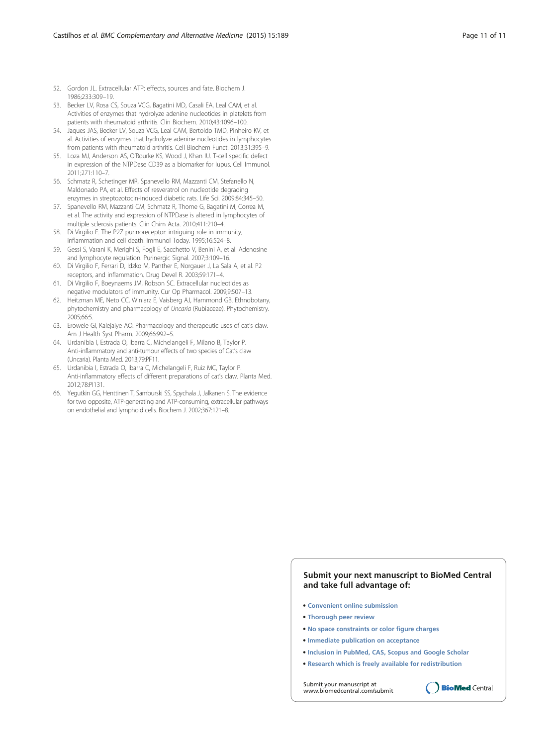52. Gordon JL. Extracellular ATP: effects, sources and fate. Biochem J. 1986;233:309–19.
53. Becker LV, Rosa CS, Souza VCG, Bagatini MD, Casali EA, Leal CAM, et al. Activities of enzymes that hydrolyze adenine nucleotides in platelets from patients with rheumatoid arthritis. Clin Biochem. 2010;43:1096–100.
54. Jaques JAS, Becker LV, Souza VCG, Leal CAM, Bertoldo TMD, Pinheiro KV, et al. Activities of enzymes that hydrolyze adenine nucleotides in lymphocytes from patients with rheumatoid arthritis. Cell Biochem Funct. 2013;31:395–9.
55. Loza MJ, Anderson AS, O'Rourke KS, Wood J, Khan IU. T-cell specific defect in expression of the NTPDase CD39 as a biomarker for lupus. Cell Immunol. 2011;271:110–7.
56. Schmatz R, Schetinger MR, Spanevello RM, Mazzanti CM, Stefanello N, Maldonado PA, et al. Effects of resveratrol on nucleotide degrading enzymes in streptozotocin-induced diabetic rats. Life Sci. 2009;84:345–50.
57. Spanevello RM, Mazzanti CM, Schmatz R, Thome G, Bagatini M, Correa M, et al. The activity and expression of NTPDase is altered in lymphocytes of multiple sclerosis patients. Clin Chim Acta. 2010;411:210–4.
58. Di Virgilio F. The P2Z purinoreceptor: intriguing role in immunity, inflammation and cell death. Immunol Today. 1995;16:524–8.
59. Gessi S, Varani K, Merighi S, Fogli E, Sacchetto V, Benini A, et al. Adenosine and lymphocyte regulation. Purinergic Signal. 2007;3:109–16.
60. Di Virgilio F, Ferrari D, Idzko M, Panther E, Norgauer J, La Sala A, et al. P2 receptors, and inflammation. Drug Devel R. 2003;59:171–4.
61. Di Virgilio F, Boeynaems JM, Robson SC. Extracellular nucleotides as negative modulators of immunity. Cur Op Pharmacol. 2009;9:507–13.
62. Heitzman ME, Neto CC, Winiarz E, Vaisberg AJ, Hammond GB. Ethnobotany, phytochemistry and pharmacology of *Uncaria* (Rubiaceae). Phytochemistry. 2005;66:5.
63. Erowele GI, Kalejaiye AO. Pharmacology and therapeutic uses of cat's claw. Am J Health Syst Pharm. 2009;66:992–5.
64. Urdanibia I, Estrada O, Ibarra C, Michelangeli F, Milano B, Taylor P. Anti-inflammatory and anti-tumour effects of two species of Cat's claw (Uncaria). Planta Med. 2013;79:PF11.
65. Urdanibia I, Estrada O, Ibarra C, Michelangeli F, Ruiz MC, Taylor P. Anti-inflammatory effects of different preparations of cat's claw. Planta Med. 2012;78:PI131.
66. Yegutkin GG, Henttinen T, Samburski SS, Spychala J, Jalkanen S. The evidence for two opposite, ATP-generating and ATP-consuming, extracellular pathways on endothelial and lymphoid cells. Biochem J. 2002;367:121–8.

**Submit your next manuscript to BioMed Central and take full advantage of:**

- **Convenient online submission**
- **Thorough peer review**
- **No space constraints or color figure charges**
- **Immediate publication on acceptance**
- **Inclusion in PubMed, CAS, Scopus and Google Scholar**
- **Research which is freely available for redistribution**

Submit your manuscript at
www.biomedcentral.com/submit

BioMed Central